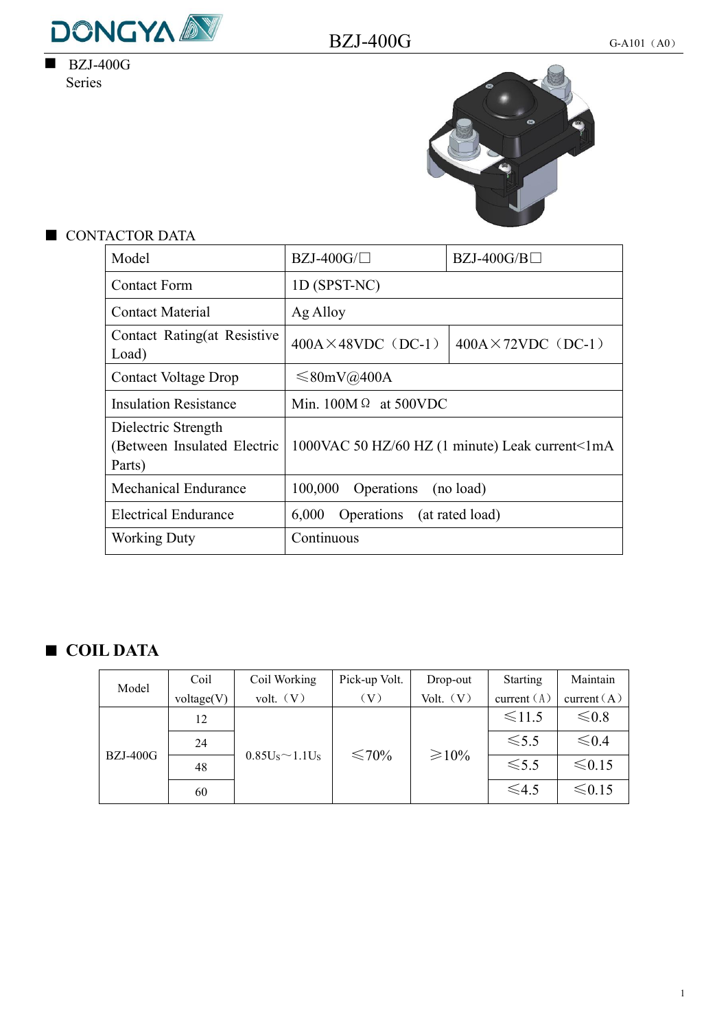■ BZJ-400G Series

■ CONTACTOR DATA

| | | |
|---|---|---|
| Model | BZJ-400G/☐ | BZJ-400G/B☐ |
| Contact Form | 1D (SPST-NC) | |
| Contact Material | Ag Alloy | |
| Contact Rating(at Resistive Load) | 400A×48VDC（DC-1） | 400A×72VDC（DC-1） |
| Contact Voltage Drop | ≤80mV@400A | |
| Insulation Resistance | Min. 100MΩ at 500VDC | |
| Dielectric Strength (Between Insulated Electric Parts) | 1000VAC 50 HZ/60 HZ (1 minute) Leak current<1mA | |
| Mechanical Endurance | 100,000 Operations (no load) | |
| Electrical Endurance | 6,000 Operations (at rated load) | |
| Working Duty | Continuous | |

## ■ COIL DATA

| Model | Coil voltage(V) | Coil Working volt.（V） | Pick-up Volt.（V） | Drop-out Volt.（V） | Starting current（A） | Maintain current（A） |
|---|---|---|---|---|---|---|
| BZJ-400G | 12 | $0.85U_S \sim 1.1U_S$ | ≤70% | ≥10% | ≤11.5 | ≤0.8 |
| | 24 | | | | ≤5.5 | ≤0.4 |
| | 48 | | | | ≤5.5 | ≤0.15 |
| | 60 | | | | ≤4.5 | ≤0.15 |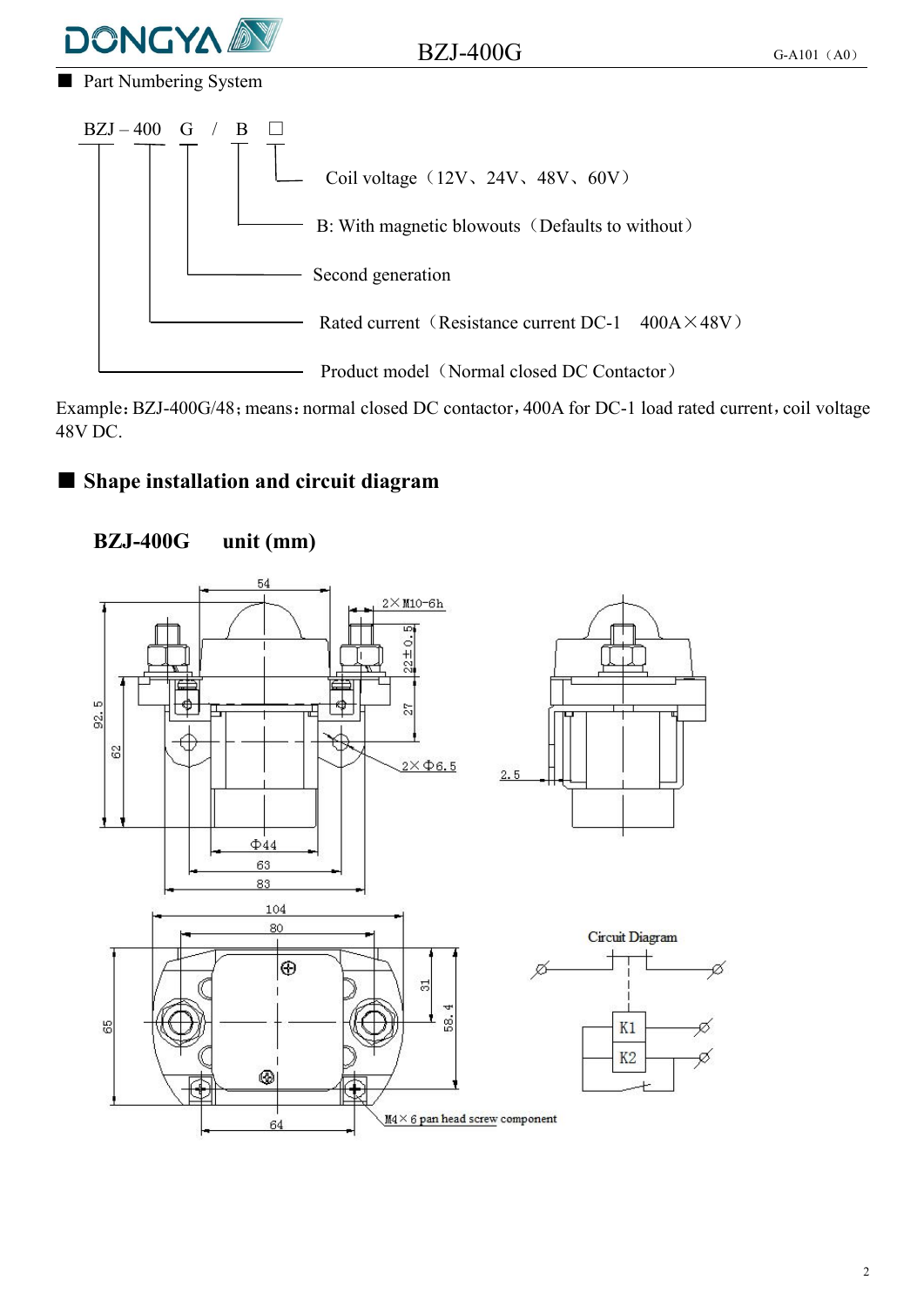■ Part Numbering System

BZJ – 400 G / B □

- Coil voltage（12V、24V、48V、60V）
- B: With magnetic blowouts（Defaults to without）
- Second generation
- Rated current（Resistance current DC-1 400A×48V）
- Product model（Normal closed DC Contactor）

Example: BZJ-400G/48; means: normal closed DC contactor, 400A for DC-1 load rated current, coil voltage 48V DC.

## ■ Shape installation and circuit diagram

### BZJ-400G unit (mm)

54
2×M10-6h
22±0.5
27
92.5
62
2×Φ6.5
Φ44
63
83
2.5

104
80
31
58.4
65
64
M4×6 pan head screw component

Circuit Diagram
K1
K2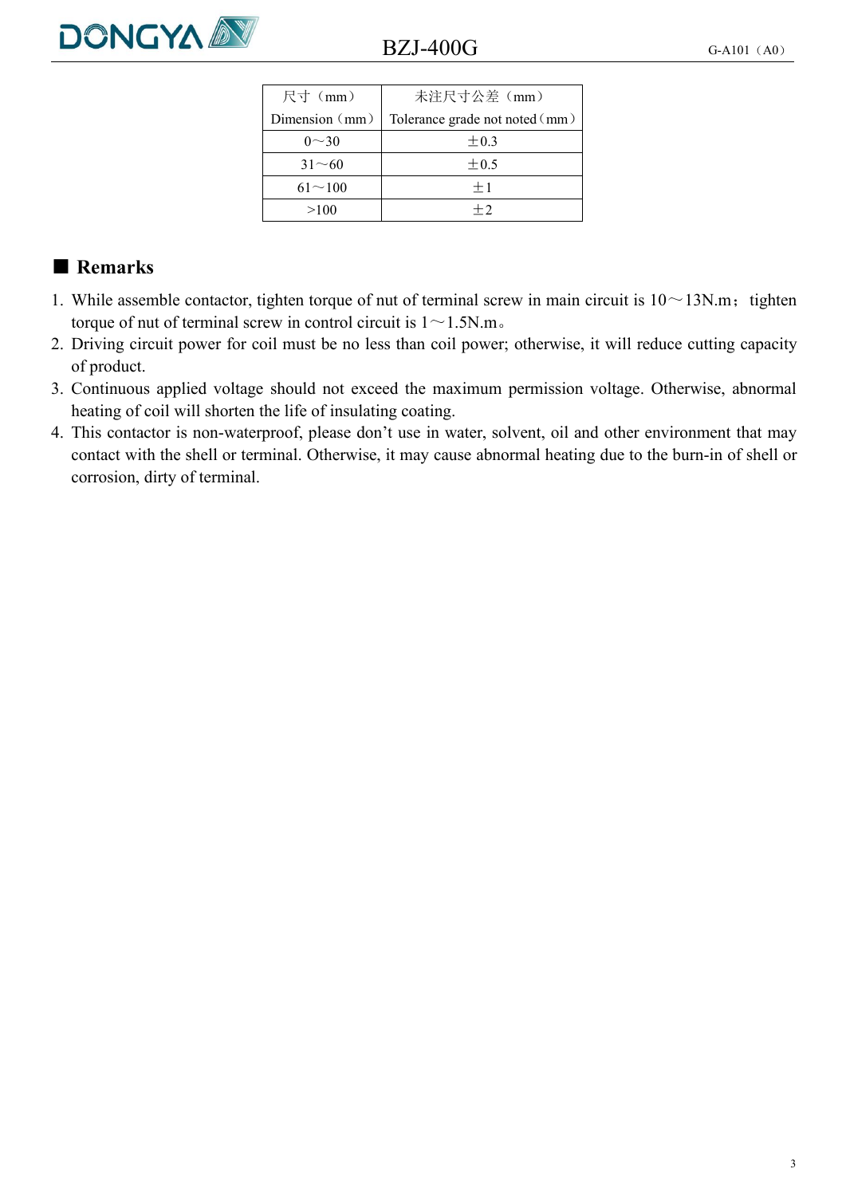| 尺寸（mm）<br>Dimension（mm） | 未注尺寸公差（mm）<br>Tolerance grade not noted（mm） |
|---|---|
| 0～30 | ±0.3 |
| 31～60 | ±0.5 |
| 61～100 | ±1 |
| >100 | ±2 |

## ■ Remarks

1. While assemble contactor, tighten torque of nut of terminal screw in main circuit is 10～13N.m；tighten torque of nut of terminal screw in control circuit is 1～1.5N.m。
2. Driving circuit power for coil must be no less than coil power; otherwise, it will reduce cutting capacity of product.
3. Continuous applied voltage should not exceed the maximum permission voltage. Otherwise, abnormal heating of coil will shorten the life of insulating coating.
4. This contactor is non-waterproof, please don't use in water, solvent, oil and other environment that may contact with the shell or terminal. Otherwise, it may cause abnormal heating due to the burn-in of shell or corrosion, dirty of terminal.